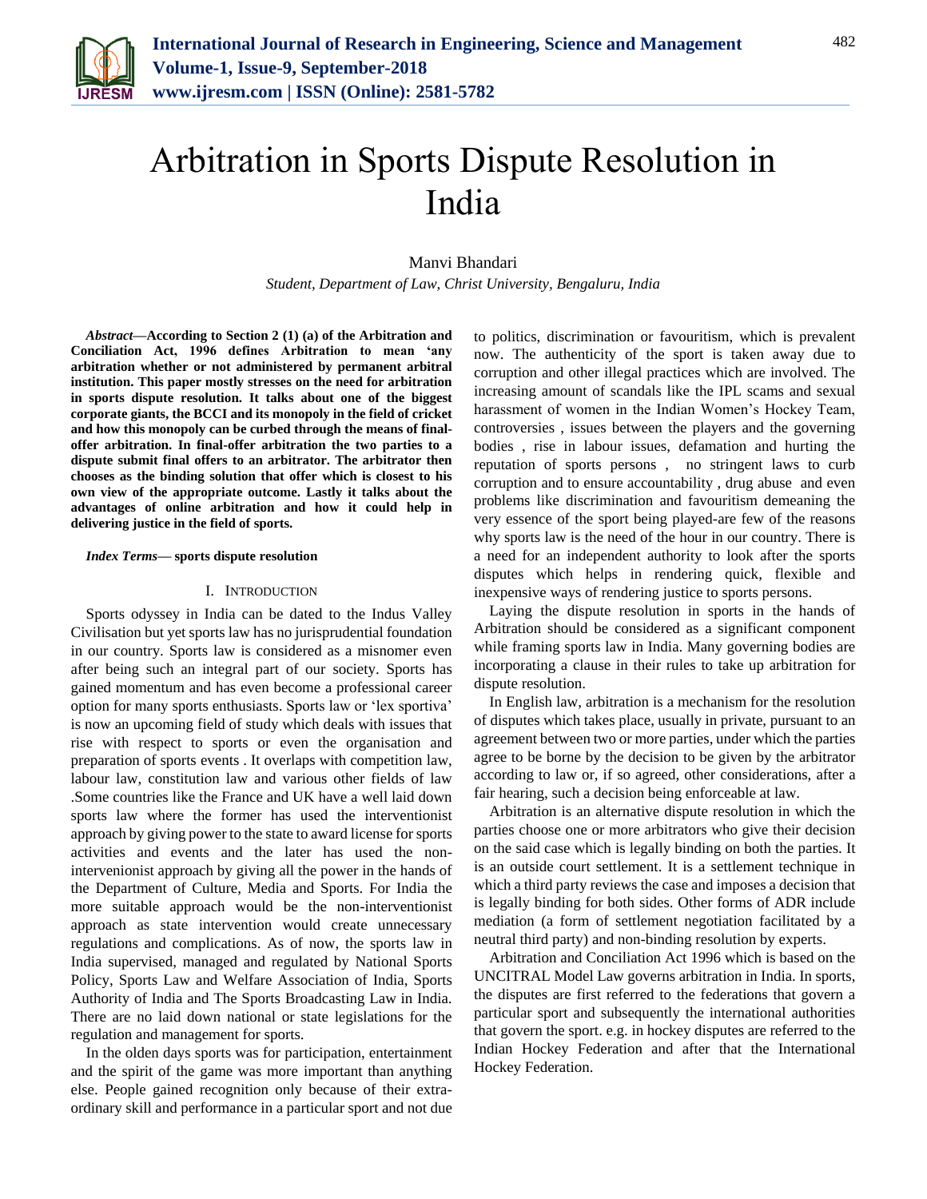# Arbitration in Sports Dispute Resolution in India

Manvi Bhandari

*Student, Department of Law, Christ University, Bengaluru, India*

***Abstract*—According to Section 2 (1) (a) of the Arbitration and Conciliation Act, 1996 defines Arbitration to mean 'any arbitration whether or not administered by permanent arbitral institution. This paper mostly stresses on the need for arbitration in sports dispute resolution. It talks about one of the biggest corporate giants, the BCCI and its monopoly in the field of cricket and how this monopoly can be curbed through the means of final-offer arbitration. In final-offer arbitration the two parties to a dispute submit final offers to an arbitrator. The arbitrator then chooses as the binding solution that offer which is closest to his own view of the appropriate outcome. Lastly it talks about the advantages of online arbitration and how it could help in delivering justice in the field of sports.**

***Index Terms*— sports dispute resolution**

## I. Introduction

Sports odyssey in India can be dated to the Indus Valley Civilisation but yet sports law has no jurisprudential foundation in our country. Sports law is considered as a misnomer even after being such an integral part of our society. Sports has gained momentum and has even become a professional career option for many sports enthusiasts. Sports law or 'lex sportiva' is now an upcoming field of study which deals with issues that rise with respect to sports or even the organisation and preparation of sports events . It overlaps with competition law, labour law, constitution law and various other fields of law .Some countries like the France and UK have a well laid down sports law where the former has used the interventionist approach by giving power to the state to award license for sports activities and events and the later has used the non-intervenionist approach by giving all the power in the hands of the Department of Culture, Media and Sports. For India the more suitable approach would be the non-interventionist approach as state intervention would create unnecessary regulations and complications. As of now, the sports law in India supervised, managed and regulated by National Sports Policy, Sports Law and Welfare Association of India, Sports Authority of India and The Sports Broadcasting Law in India. There are no laid down national or state legislations for the regulation and management for sports.

In the olden days sports was for participation, entertainment and the spirit of the game was more important than anything else. People gained recognition only because of their extra-ordinary skill and performance in a particular sport and not due to politics, discrimination or favouritism, which is prevalent now. The authenticity of the sport is taken away due to corruption and other illegal practices which are involved. The increasing amount of scandals like the IPL scams and sexual harassment of women in the Indian Women's Hockey Team, controversies , issues between the players and the governing bodies , rise in labour issues, defamation and hurting the reputation of sports persons , no stringent laws to curb corruption and to ensure accountability , drug abuse and even problems like discrimination and favouritism demeaning the very essence of the sport being played-are few of the reasons why sports law is the need of the hour in our country. There is a need for an independent authority to look after the sports disputes which helps in rendering quick, flexible and inexpensive ways of rendering justice to sports persons.

Laying the dispute resolution in sports in the hands of Arbitration should be considered as a significant component while framing sports law in India. Many governing bodies are incorporating a clause in their rules to take up arbitration for dispute resolution.

In English law, arbitration is a mechanism for the resolution of disputes which takes place, usually in private, pursuant to an agreement between two or more parties, under which the parties agree to be borne by the decision to be given by the arbitrator according to law or, if so agreed, other considerations, after a fair hearing, such a decision being enforceable at law.

Arbitration is an alternative dispute resolution in which the parties choose one or more arbitrators who give their decision on the said case which is legally binding on both the parties. It is an outside court settlement. It is a settlement technique in which a third party reviews the case and imposes a decision that is legally binding for both sides. Other forms of ADR include mediation (a form of settlement negotiation facilitated by a neutral third party) and non-binding resolution by experts.

Arbitration and Conciliation Act 1996 which is based on the UNCITRAL Model Law governs arbitration in India. In sports, the disputes are first referred to the federations that govern a particular sport and subsequently the international authorities that govern the sport. e.g. in hockey disputes are referred to the Indian Hockey Federation and after that the International Hockey Federation.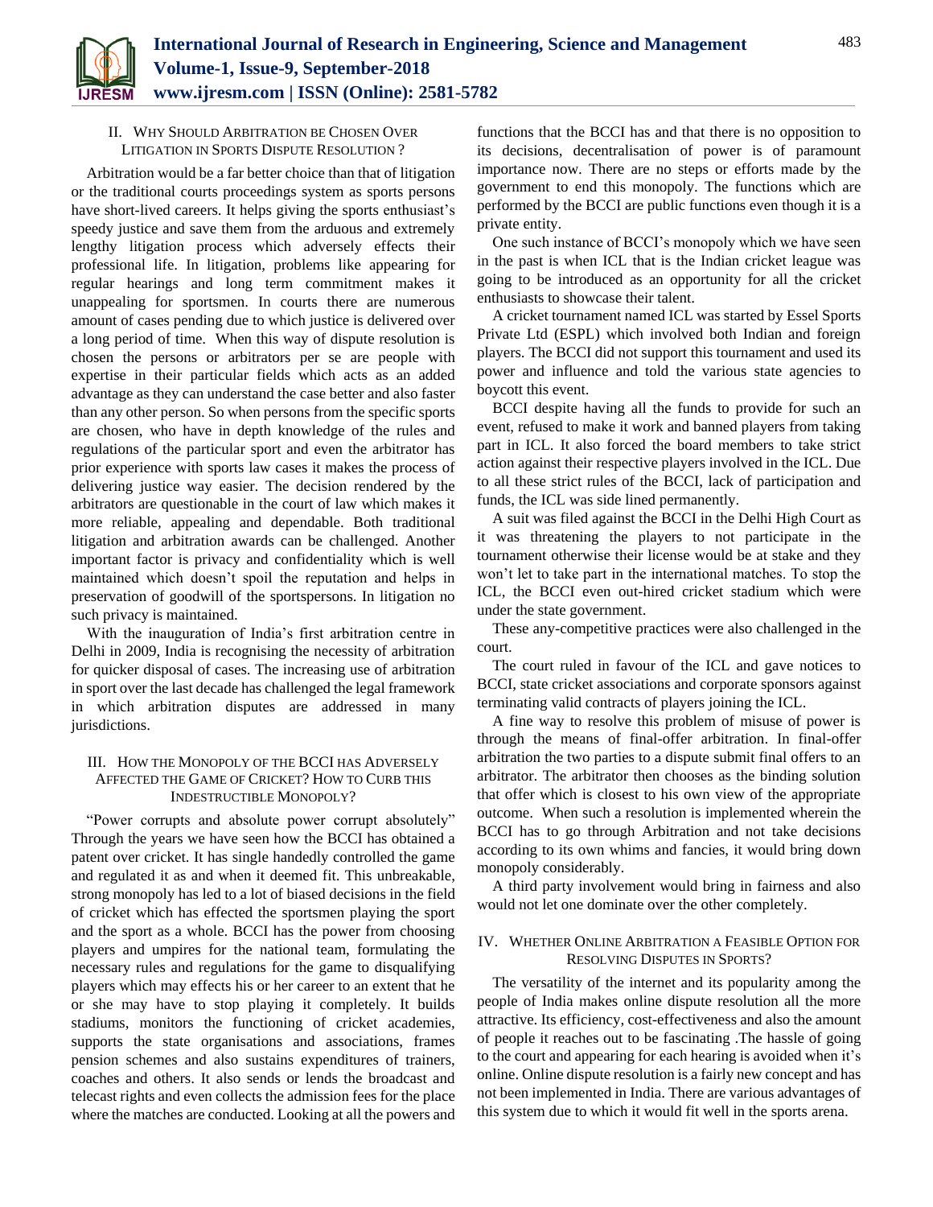## II. Why Should Arbitration be Chosen Over Litigation in Sports Dispute Resolution ?

Arbitration would be a far better choice than that of litigation or the traditional courts proceedings system as sports persons have short-lived careers. It helps giving the sports enthusiast's speedy justice and save them from the arduous and extremely lengthy litigation process which adversely effects their professional life. In litigation, problems like appearing for regular hearings and long term commitment makes it unappealing for sportsmen. In courts there are numerous amount of cases pending due to which justice is delivered over a long period of time. When this way of dispute resolution is chosen the persons or arbitrators per se are people with expertise in their particular fields which acts as an added advantage as they can understand the case better and also faster than any other person. So when persons from the specific sports are chosen, who have in depth knowledge of the rules and regulations of the particular sport and even the arbitrator has prior experience with sports law cases it makes the process of delivering justice way easier. The decision rendered by the arbitrators are questionable in the court of law which makes it more reliable, appealing and dependable. Both traditional litigation and arbitration awards can be challenged. Another important factor is privacy and confidentiality which is well maintained which doesn't spoil the reputation and helps in preservation of goodwill of the sportspersons. In litigation no such privacy is maintained.

With the inauguration of India's first arbitration centre in Delhi in 2009, India is recognising the necessity of arbitration for quicker disposal of cases. The increasing use of arbitration in sport over the last decade has challenged the legal framework in which arbitration disputes are addressed in many jurisdictions.

## III. How the Monopoly of the BCCI has Adversely Affected the Game of Cricket? How to Curb this Indestructible Monopoly?

"Power corrupts and absolute power corrupt absolutely" Through the years we have seen how the BCCI has obtained a patent over cricket. It has single handedly controlled the game and regulated it as and when it deemed fit. This unbreakable, strong monopoly has led to a lot of biased decisions in the field of cricket which has effected the sportsmen playing the sport and the sport as a whole. BCCI has the power from choosing players and umpires for the national team, formulating the necessary rules and regulations for the game to disqualifying players which may effects his or her career to an extent that he or she may have to stop playing it completely. It builds stadiums, monitors the functioning of cricket academies, supports the state organisations and associations, frames pension schemes and also sustains expenditures of trainers, coaches and others. It also sends or lends the broadcast and telecast rights and even collects the admission fees for the place where the matches are conducted. Looking at all the powers and functions that the BCCI has and that there is no opposition to its decisions, decentralisation of power is of paramount importance now. There are no steps or efforts made by the government to end this monopoly. The functions which are performed by the BCCI are public functions even though it is a private entity.

One such instance of BCCI's monopoly which we have seen in the past is when ICL that is the Indian cricket league was going to be introduced as an opportunity for all the cricket enthusiasts to showcase their talent.

A cricket tournament named ICL was started by Essel Sports Private Ltd (ESPL) which involved both Indian and foreign players. The BCCI did not support this tournament and used its power and influence and told the various state agencies to boycott this event.

BCCI despite having all the funds to provide for such an event, refused to make it work and banned players from taking part in ICL. It also forced the board members to take strict action against their respective players involved in the ICL. Due to all these strict rules of the BCCI, lack of participation and funds, the ICL was side lined permanently.

A suit was filed against the BCCI in the Delhi High Court as it was threatening the players to not participate in the tournament otherwise their license would be at stake and they won't let to take part in the international matches. To stop the ICL, the BCCI even out-hired cricket stadium which were under the state government.

These any-competitive practices were also challenged in the court.

The court ruled in favour of the ICL and gave notices to BCCI, state cricket associations and corporate sponsors against terminating valid contracts of players joining the ICL.

A fine way to resolve this problem of misuse of power is through the means of final-offer arbitration. In final-offer arbitration the two parties to a dispute submit final offers to an arbitrator. The arbitrator then chooses as the binding solution that offer which is closest to his own view of the appropriate outcome. When such a resolution is implemented wherein the BCCI has to go through Arbitration and not take decisions according to its own whims and fancies, it would bring down monopoly considerably.

A third party involvement would bring in fairness and also would not let one dominate over the other completely.

## IV. Whether Online Arbitration a Feasible Option for Resolving Disputes in Sports?

The versatility of the internet and its popularity among the people of India makes online dispute resolution all the more attractive. Its efficiency, cost-effectiveness and also the amount of people it reaches out to be fascinating .The hassle of going to the court and appearing for each hearing is avoided when it's online. Online dispute resolution is a fairly new concept and has not been implemented in India. There are various advantages of this system due to which it would fit well in the sports arena.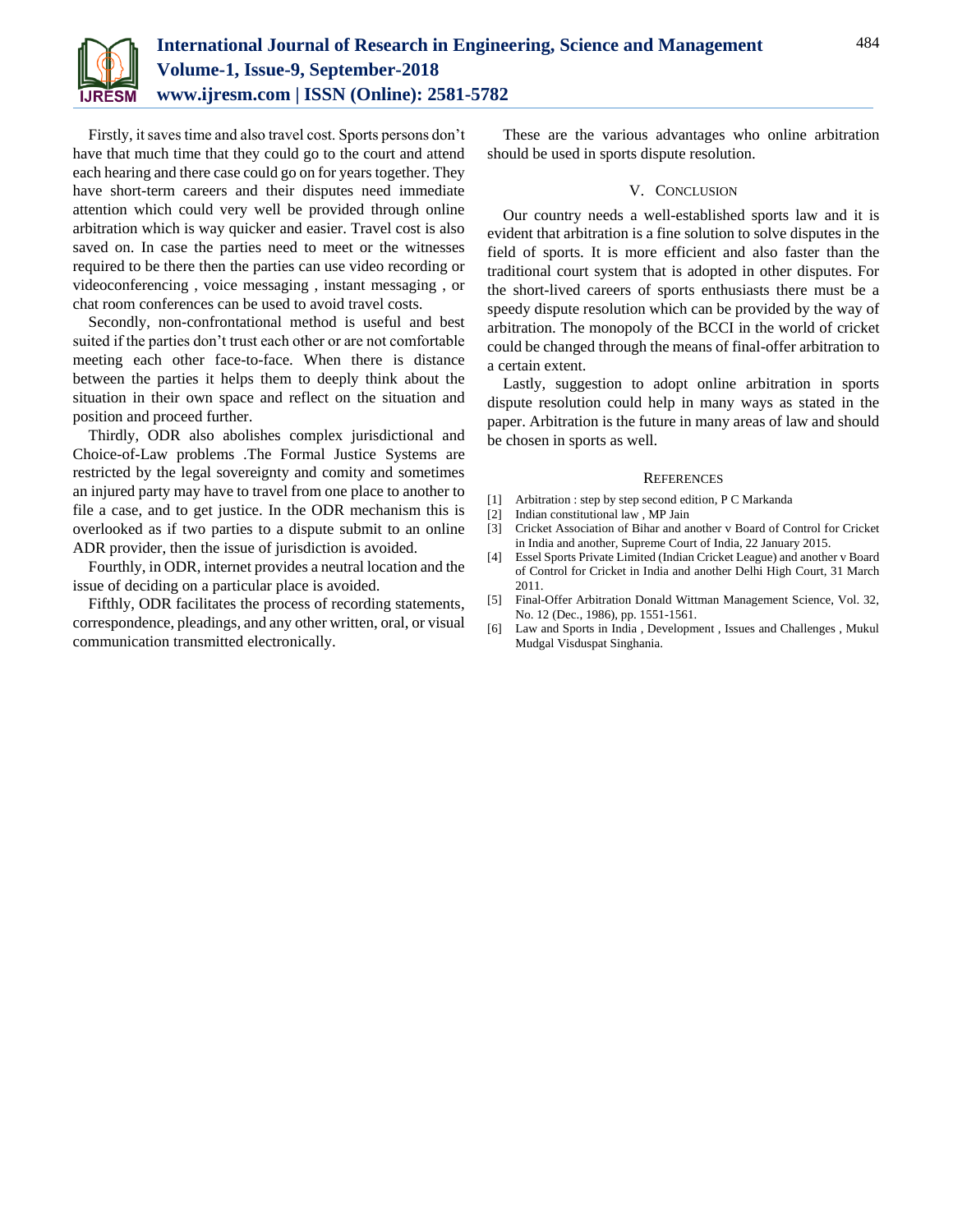Firstly, it saves time and also travel cost. Sports persons don't have that much time that they could go to the court and attend each hearing and there case could go on for years together. They have short-term careers and their disputes need immediate attention which could very well be provided through online arbitration which is way quicker and easier. Travel cost is also saved on. In case the parties need to meet or the witnesses required to be there then the parties can use video recording or videoconferencing , voice messaging , instant messaging , or chat room conferences can be used to avoid travel costs.

Secondly, non-confrontational method is useful and best suited if the parties don't trust each other or are not comfortable meeting each other face-to-face. When there is distance between the parties it helps them to deeply think about the situation in their own space and reflect on the situation and position and proceed further.

Thirdly, ODR also abolishes complex jurisdictional and Choice-of-Law problems .The Formal Justice Systems are restricted by the legal sovereignty and comity and sometimes an injured party may have to travel from one place to another to file a case, and to get justice. In the ODR mechanism this is overlooked as if two parties to a dispute submit to an online ADR provider, then the issue of jurisdiction is avoided.

Fourthly, in ODR, internet provides a neutral location and the issue of deciding on a particular place is avoided.

Fifthly, ODR facilitates the process of recording statements, correspondence, pleadings, and any other written, oral, or visual communication transmitted electronically.

These are the various advantages who online arbitration should be used in sports dispute resolution.

## V. Conclusion

Our country needs a well-established sports law and it is evident that arbitration is a fine solution to solve disputes in the field of sports. It is more efficient and also faster than the traditional court system that is adopted in other disputes. For the short-lived careers of sports enthusiasts there must be a speedy dispute resolution which can be provided by the way of arbitration. The monopoly of the BCCI in the world of cricket could be changed through the means of final-offer arbitration to a certain extent.

Lastly, suggestion to adopt online arbitration in sports dispute resolution could help in many ways as stated in the paper. Arbitration is the future in many areas of law and should be chosen in sports as well.

## References

[1] Arbitration : step by step second edition, P C Markanda
[2] Indian constitutional law , MP Jain
[3] Cricket Association of Bihar and another v Board of Control for Cricket in India and another, Supreme Court of India, 22 January 2015.
[4] Essel Sports Private Limited (Indian Cricket League) and another v Board of Control for Cricket in India and another Delhi High Court, 31 March 2011.
[5] Final-Offer Arbitration Donald Wittman Management Science, Vol. 32, No. 12 (Dec., 1986), pp. 1551-1561.
[6] Law and Sports in India , Development , Issues and Challenges , Mukul Mudgal Visduspat Singhania.